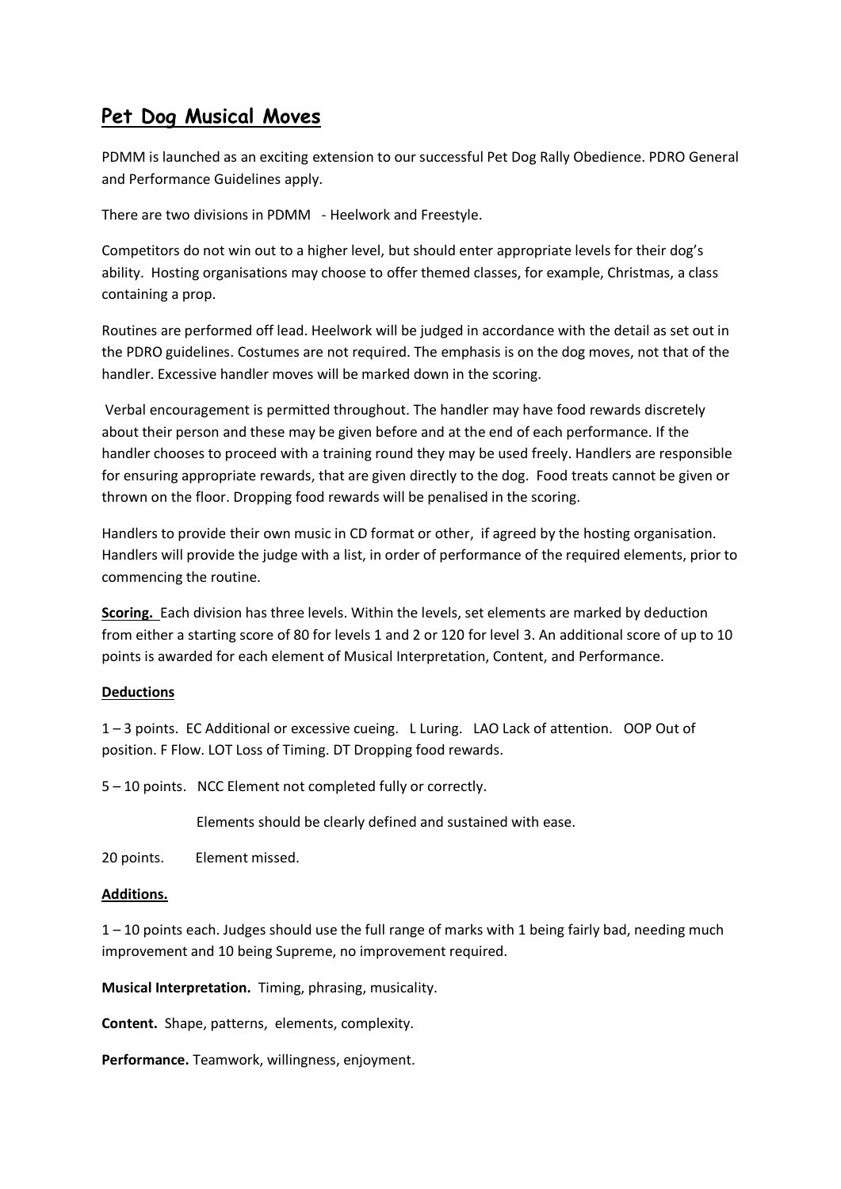# Pet Dog Musical Moves

PDMM is launched as an exciting extension to our successful Pet Dog Rally Obedience. PDRO General and Performance Guidelines apply.

There are two divisions in PDMM - Heelwork and Freestyle.

Competitors do not win out to a higher level, but should enter appropriate levels for their dog's ability. Hosting organisations may choose to offer themed classes, for example, Christmas, a class containing a prop.

Routines are performed off lead. Heelwork will be judged in accordance with the detail as set out in the PDRO guidelines. Costumes are not required. The emphasis is on the dog moves, not that of the handler. Excessive handler moves will be marked down in the scoring.

Verbal encouragement is permitted throughout. The handler may have food rewards discretely about their person and these may be given before and at the end of each performance. If the handler chooses to proceed with a training round they may be used freely. Handlers are responsible for ensuring appropriate rewards, that are given directly to the dog. Food treats cannot be given or thrown on the floor. Dropping food rewards will be penalised in the scoring.

Handlers to provide their own music in CD format or other, if agreed by the hosting organisation. Handlers will provide the judge with a list, in order of performance of the required elements, prior to commencing the routine.

**Scoring.** Each division has three levels. Within the levels, set elements are marked by deduction from either a starting score of 80 for levels 1 and 2 or 120 for level 3. An additional score of up to 10 points is awarded for each element of Musical Interpretation, Content, and Performance.

**Deductions**

1 – 3 points. EC Additional or excessive cueing. L Luring. LAO Lack of attention. OOP Out of position. F Flow. LOT Loss of Timing. DT Dropping food rewards.

5 – 10 points. NCC Element not completed fully or correctly.

Elements should be clearly defined and sustained with ease.

20 points. Element missed.

**Additions.**

1 – 10 points each. Judges should use the full range of marks with 1 being fairly bad, needing much improvement and 10 being Supreme, no improvement required.

**Musical Interpretation.** Timing, phrasing, musicality.

**Content.** Shape, patterns, elements, complexity.

**Performance.** Teamwork, willingness, enjoyment.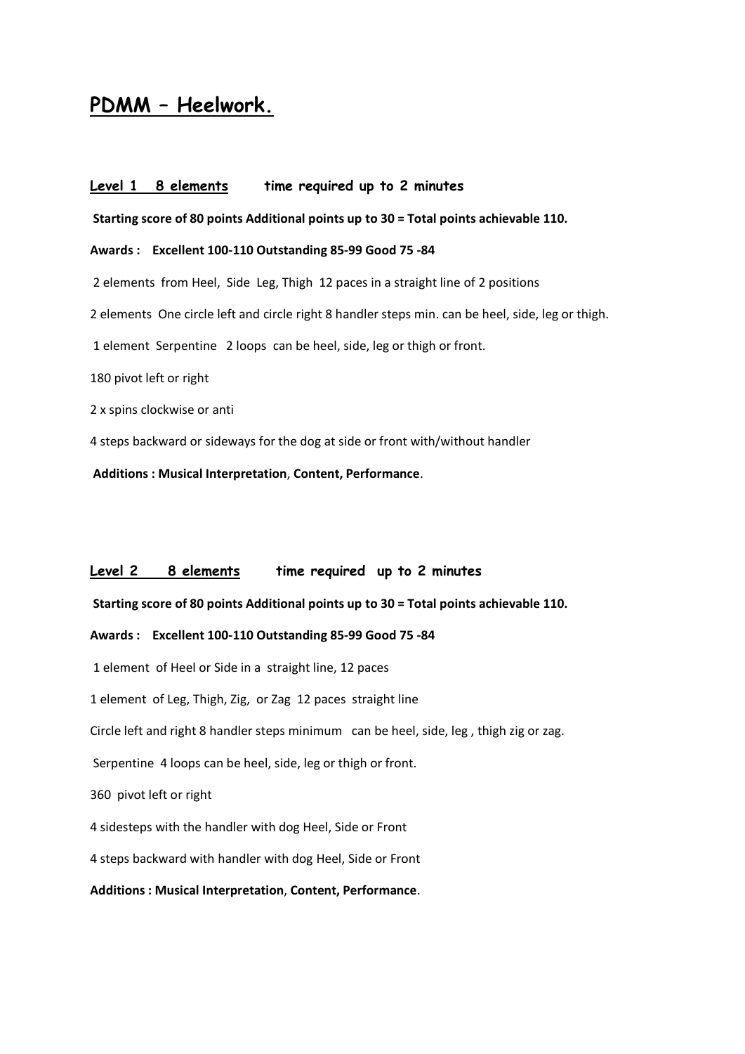# PDMM – Heelwork.

## Level 1 8 elements time required up to 2 minutes

**Starting score of 80 points Additional points up to 30 = Total points achievable 110.**

**Awards : Excellent 100-110 Outstanding 85-99 Good 75 -84**

2 elements from Heel, Side Leg, Thigh 12 paces in a straight line of 2 positions

2 elements One circle left and circle right 8 handler steps min. can be heel, side, leg or thigh.

1 element Serpentine 2 loops can be heel, side, leg or thigh or front.

180 pivot left or right

2 x spins clockwise or anti

4 steps backward or sideways for the dog at side or front with/without handler

**Additions : Musical Interpretation**, **Content, Performance**.

## Level 2 8 elements time required up to 2 minutes

**Starting score of 80 points Additional points up to 30 = Total points achievable 110.**

**Awards : Excellent 100-110 Outstanding 85-99 Good 75 -84**

1 element of Heel or Side in a straight line, 12 paces

1 element of Leg, Thigh, Zig, or Zag 12 paces straight line

Circle left and right 8 handler steps minimum can be heel, side, leg , thigh zig or zag.

Serpentine 4 loops can be heel, side, leg or thigh or front.

360 pivot left or right

4 sidesteps with the handler with dog Heel, Side or Front

4 steps backward with handler with dog Heel, Side or Front

**Additions : Musical Interpretation**, **Content, Performance**.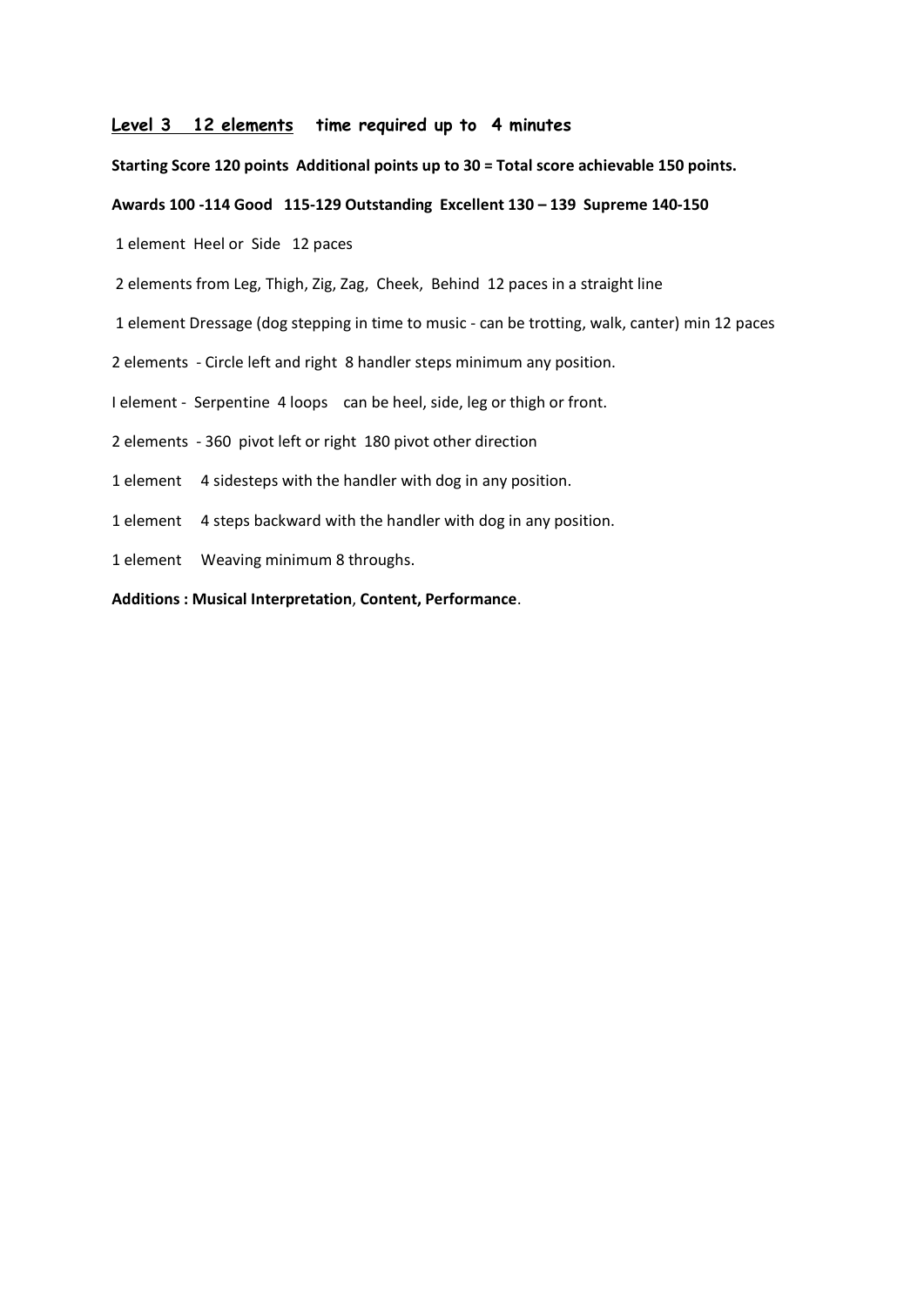## Level 3 12 elements time required up to 4 minutes

**Starting Score 120 points Additional points up to 30 = Total score achievable 150 points.**

**Awards 100 -114 Good 115-129 Outstanding Excellent 130 – 139 Supreme 140-150**

1 element Heel or Side 12 paces

2 elements from Leg, Thigh, Zig, Zag, Cheek, Behind 12 paces in a straight line

1 element Dressage (dog stepping in time to music - can be trotting, walk, canter) min 12 paces

2 elements - Circle left and right 8 handler steps minimum any position.

I element - Serpentine 4 loops can be heel, side, leg or thigh or front.

2 elements - 360 pivot left or right 180 pivot other direction

1 element 4 sidesteps with the handler with dog in any position.

1 element 4 steps backward with the handler with dog in any position.

1 element Weaving minimum 8 throughs.

**Additions : Musical Interpretation**, **Content, Performance**.